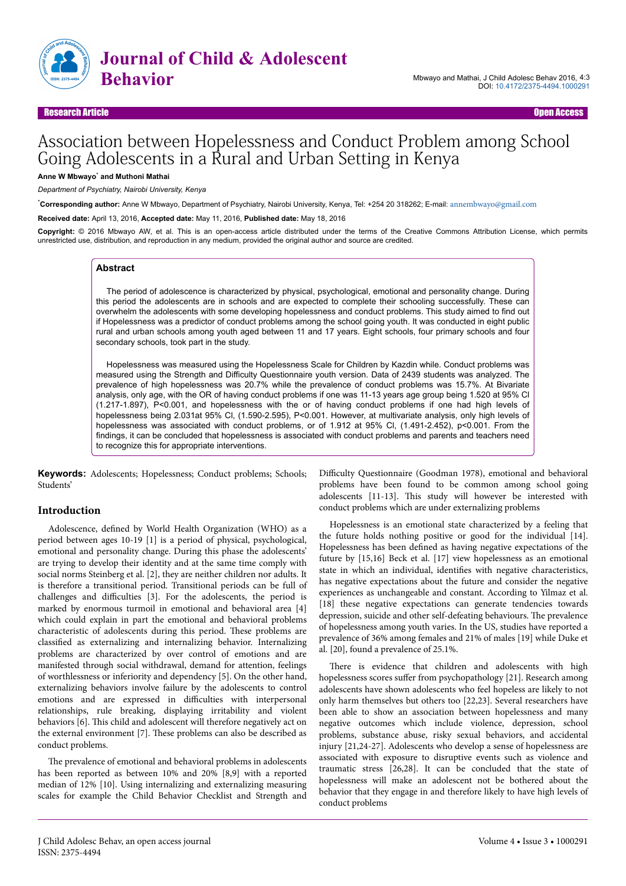# Association between Hopelessness and Conduct Problem among School Going Adolescents in a Rural and Urban Setting in Kenya

**Anne W Mbwayo*** **and Muthoni Mathai**

*Department of Psychiatry, Nairobi University, Kenya*

***Corresponding author:** Anne W Mbwayo, Department of Psychiatry, Nairobi University, Kenya, Tel: +254 20 318262; E-mail: annembwayo@gmail.com

**Received date:** April 13, 2016, **Accepted date:** May 11, 2016, **Published date:** May 18, 2016

**Copyright:** © 2016 Mbwayo AW, et al. This is an open-access article distributed under the terms of the Creative Commons Attribution License, which permits unrestricted use, distribution, and reproduction in any medium, provided the original author and source are credited.

## Abstract

The period of adolescence is characterized by physical, psychological, emotional and personality change. During this period the adolescents are in schools and are expected to complete their schooling successfully. These can overwhelm the adolescents with some developing hopelessness and conduct problems. This study aimed to find out if Hopelessness was a predictor of conduct problems among the school going youth. It was conducted in eight public rural and urban schools among youth aged between 11 and 17 years. Eight schools, four primary schools and four secondary schools, took part in the study.

Hopelessness was measured using the Hopelessness Scale for Children by Kazdin while. Conduct problems was measured using the Strength and Difficulty Questionnaire youth version. Data of 2439 students was analyzed. The prevalence of high hopelessness was 20.7% while the prevalence of conduct problems was 15.7%. At Bivariate analysis, only age, with the OR of having conduct problems if one was 11-13 years age group being 1.520 at 95% CI (1.217-1.897), P<0.001, and hopelessness with the or of having conduct problems if one had high levels of hopelessness being 2.031at 95% CI, (1.590-2.595), P<0.001. However, at multivariate analysis, only high levels of hopelessness was associated with conduct problems, or of 1.912 at 95% CI, (1.491-2.452), p<0.001. From the findings, it can be concluded that hopelessness is associated with conduct problems and parents and teachers need to recognize this for appropriate interventions.

**Keywords:** Adolescents; Hopelessness; Conduct problems; Schools; Students'

## Introduction

Adolescence, defined by World Health Organization (WHO) as a period between ages 10-19 [1] is a period of physical, psychological, emotional and personality change. During this phase the adolescents' are trying to develop their identity and at the same time comply with social norms Steinberg et al. [2], they are neither children nor adults. It is therefore a transitional period. Transitional periods can be full of challenges and difficulties [3]. For the adolescents, the period is marked by enormous turmoil in emotional and behavioral area [4] which could explain in part the emotional and behavioral problems characteristic of adolescents during this period. These problems are classified as externalizing and internalizing behavior. Internalizing problems are characterized by over control of emotions and are manifested through social withdrawal, demand for attention, feelings of worthlessness or inferiority and dependency [5]. On the other hand, externalizing behaviors involve failure by the adolescents to control emotions and are expressed in difficulties with interpersonal relationships, rule breaking, displaying irritability and violent behaviors [6]. This child and adolescent will therefore negatively act on the external environment [7]. These problems can also be described as conduct problems.

The prevalence of emotional and behavioral problems in adolescents has been reported as between 10% and 20% [8,9] with a reported median of 12% [10]. Using internalizing and externalizing measuring scales for example the Child Behavior Checklist and Strength and Difficulty Questionnaire (Goodman 1978), emotional and behavioral problems have been found to be common among school going adolescents [11-13]. This study will however be interested with conduct problems which are under externalizing problems

Hopelessness is an emotional state characterized by a feeling that the future holds nothing positive or good for the individual [14]. Hopelessness has been defined as having negative expectations of the future by [15,16] Beck et al. [17] view hopelessness as an emotional state in which an individual, identifies with negative characteristics, has negative expectations about the future and consider the negative experiences as unchangeable and constant. According to Yilmaz et al. [18] these negative expectations can generate tendencies towards depression, suicide and other self-defeating behaviours. The prevalence of hopelessness among youth varies. In the US, studies have reported a prevalence of 36% among females and 21% of males [19] while Duke et al. [20], found a prevalence of 25.1%.

There is evidence that children and adolescents with high hopelessness scores suffer from psychopathology [21]. Research among adolescents have shown adolescents who feel hopeless are likely to not only harm themselves but others too [22,23]. Several researchers have been able to show an association between hopelessness and many negative outcomes which include violence, depression, school problems, substance abuse, risky sexual behaviors, and accidental injury [21,24-27]. Adolescents who develop a sense of hopelessness are associated with exposure to disruptive events such as violence and traumatic stress [26,28]. It can be concluded that the state of hopelessness will make an adolescent not be bothered about the behavior that they engage in and therefore likely to have high levels of conduct problems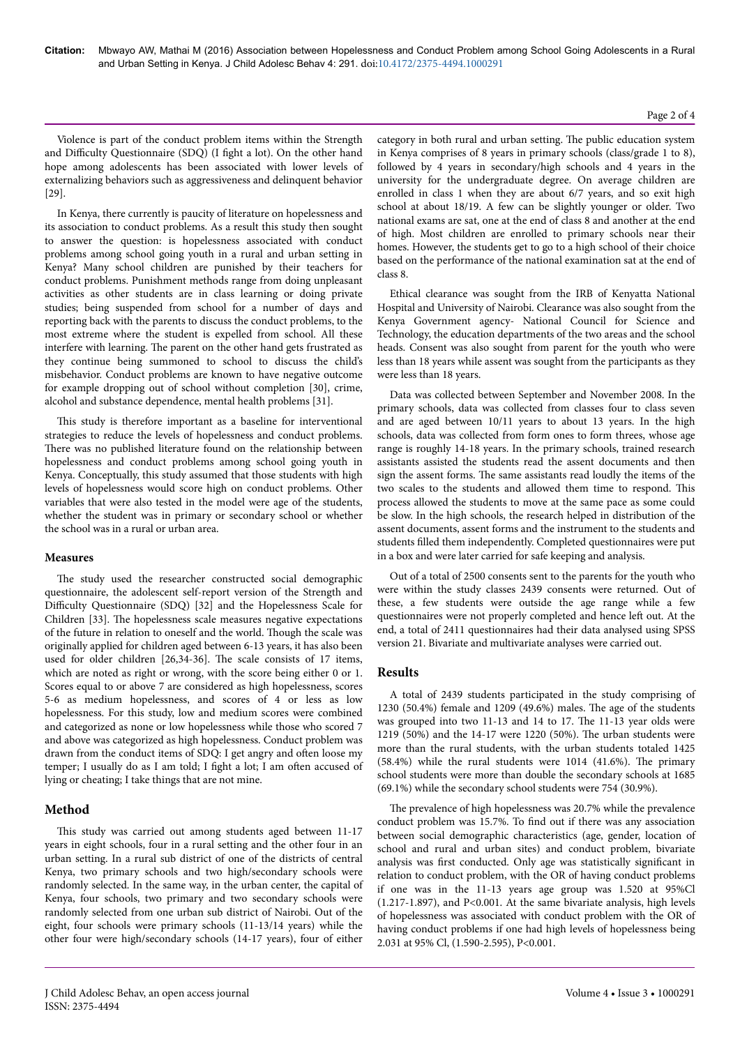Violence is part of the conduct problem items within the Strength and Difficulty Questionnaire (SDQ) (I fight a lot). On the other hand hope among adolescents has been associated with lower levels of externalizing behaviors such as aggressiveness and delinquent behavior [29].

In Kenya, there currently is paucity of literature on hopelessness and its association to conduct problems. As a result this study then sought to answer the question: is hopelessness associated with conduct problems among school going youth in a rural and urban setting in Kenya? Many school children are punished by their teachers for conduct problems. Punishment methods range from doing unpleasant activities as other students are in class learning or doing private studies; being suspended from school for a number of days and reporting back with the parents to discuss the conduct problems, to the most extreme where the student is expelled from school. All these interfere with learning. The parent on the other hand gets frustrated as they continue being summoned to school to discuss the child's misbehavior. Conduct problems are known to have negative outcome for example dropping out of school without completion [30], crime, alcohol and substance dependence, mental health problems [31].

This study is therefore important as a baseline for interventional strategies to reduce the levels of hopelessness and conduct problems. There was no published literature found on the relationship between hopelessness and conduct problems among school going youth in Kenya. Conceptually, this study assumed that those students with high levels of hopelessness would score high on conduct problems. Other variables that were also tested in the model were age of the students, whether the student was in primary or secondary school or whether the school was in a rural or urban area.

### Measures

The study used the researcher constructed social demographic questionnaire, the adolescent self-report version of the Strength and Difficulty Questionnaire (SDQ) [32] and the Hopelessness Scale for Children [33]. The hopelessness scale measures negative expectations of the future in relation to oneself and the world. Though the scale was originally applied for children aged between 6-13 years, it has also been used for older children [26,34-36]. The scale consists of 17 items, which are noted as right or wrong, with the score being either 0 or 1. Scores equal to or above 7 are considered as high hopelessness, scores 5-6 as medium hopelessness, and scores of 4 or less as low hopelessness. For this study, low and medium scores were combined and categorized as none or low hopelessness while those who scored 7 and above was categorized as high hopelessness. Conduct problem was drawn from the conduct items of SDQ: I get angry and often loose my temper; I usually do as I am told; I fight a lot; I am often accused of lying or cheating; I take things that are not mine.

## Method

This study was carried out among students aged between 11-17 years in eight schools, four in a rural setting and the other four in an urban setting. In a rural sub district of one of the districts of central Kenya, two primary schools and two high/secondary schools were randomly selected. In the same way, in the urban center, the capital of Kenya, four schools, two primary and two secondary schools were randomly selected from one urban sub district of Nairobi. Out of the eight, four schools were primary schools (11-13/14 years) while the other four were high/secondary schools (14-17 years), four of either category in both rural and urban setting. The public education system in Kenya comprises of 8 years in primary schools (class/grade 1 to 8), followed by 4 years in secondary/high schools and 4 years in the university for the undergraduate degree. On average children are enrolled in class 1 when they are about 6/7 years, and so exit high school at about 18/19. A few can be slightly younger or older. Two national exams are sat, one at the end of class 8 and another at the end of high. Most children are enrolled to primary schools near their homes. However, the students get to go to a high school of their choice based on the performance of the national examination sat at the end of class 8.

Ethical clearance was sought from the IRB of Kenyatta National Hospital and University of Nairobi. Clearance was also sought from the Kenya Government agency- National Council for Science and Technology, the education departments of the two areas and the school heads. Consent was also sought from parent for the youth who were less than 18 years while assent was sought from the participants as they were less than 18 years.

Data was collected between September and November 2008. In the primary schools, data was collected from classes four to class seven and are aged between 10/11 years to about 13 years. In the high schools, data was collected from form ones to form threes, whose age range is roughly 14-18 years. In the primary schools, trained research assistants assisted the students read the assent documents and then sign the assent forms. The same assistants read loudly the items of the two scales to the students and allowed them time to respond. This process allowed the students to move at the same pace as some could be slow. In the high schools, the research helped in distribution of the assent documents, assent forms and the instrument to the students and students filled them independently. Completed questionnaires were put in a box and were later carried for safe keeping and analysis.

Out of a total of 2500 consents sent to the parents for the youth who were within the study classes 2439 consents were returned. Out of these, a few students were outside the age range while a few questionnaires were not properly completed and hence left out. At the end, a total of 2411 questionnaires had their data analysed using SPSS version 21. Bivariate and multivariate analyses were carried out.

## Results

A total of 2439 students participated in the study comprising of 1230 (50.4%) female and 1209 (49.6%) males. The age of the students was grouped into two 11-13 and 14 to 17. The 11-13 year olds were 1219 (50%) and the 14-17 were 1220 (50%). The urban students were more than the rural students, with the urban students totaled 1425 (58.4%) while the rural students were 1014 (41.6%). The primary school students were more than double the secondary schools at 1685 (69.1%) while the secondary school students were 754 (30.9%).

The prevalence of high hopelessness was 20.7% while the prevalence conduct problem was 15.7%. To find out if there was any association between social demographic characteristics (age, gender, location of school and rural and urban sites) and conduct problem, bivariate analysis was first conducted. Only age was statistically significant in relation to conduct problem, with the OR of having conduct problems if one was in the 11-13 years age group was 1.520 at 95%Cl (1.217-1.897), and $P<0.001$. At the same bivariate analysis, high levels of hopelessness was associated with conduct problem with the OR of having conduct problems if one had high levels of hopelessness being 2.031 at 95% Cl, (1.590-2.595), $P<0.001$.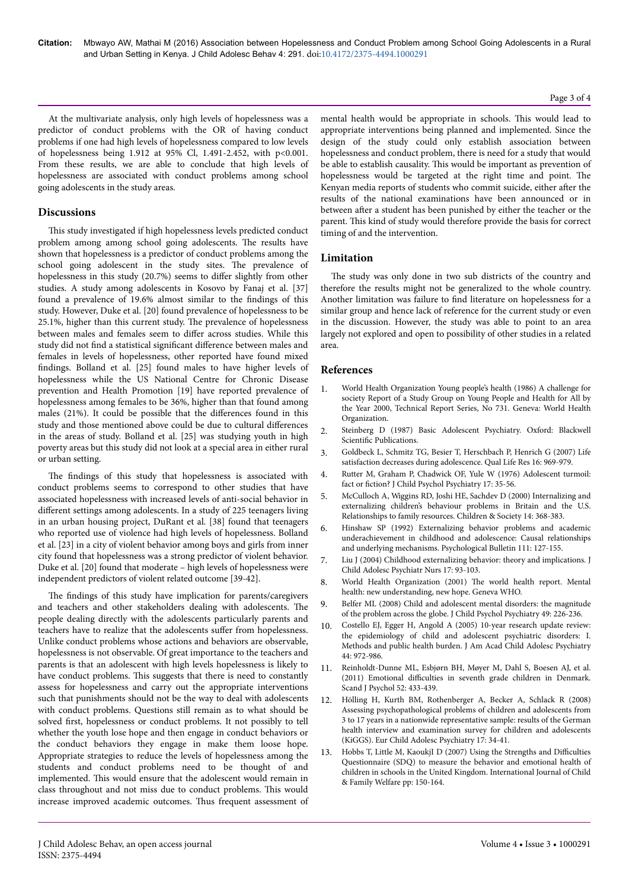At the multivariate analysis, only high levels of hopelessness was a predictor of conduct problems with the OR of having conduct problems if one had high levels of hopelessness compared to low levels of hopelessness being 1.912 at 95% Cl, 1.491-2.452, with p<0.001. From these results, we are able to conclude that high levels of hopelessness are associated with conduct problems among school going adolescents in the study areas.

## Discussions

This study investigated if high hopelessness levels predicted conduct problem among among school going adolescents. The results have shown that hopelessness is a predictor of conduct problems among the school going adolescent in the study sites. The prevalence of hopelessness in this study (20.7%) seems to differ slightly from other studies. A study among adolescents in Kosovo by Fanaj et al. [37] found a prevalence of 19.6% almost similar to the findings of this study. However, Duke et al. [20] found prevalence of hopelessness to be 25.1%, higher than this current study. The prevalence of hopelessness between males and females seem to differ across studies. While this study did not find a statistical significant difference between males and females in levels of hopelessness, other reported have found mixed findings. Bolland et al. [25] found males to have higher levels of hopelessness while the US National Centre for Chronic Disease prevention and Health Promotion [19] have reported prevalence of hopelessness among females to be 36%, higher than that found among males (21%). It could be possible that the differences found in this study and those mentioned above could be due to cultural differences in the areas of study. Bolland et al. [25] was studying youth in high poverty areas but this study did not look at a special area in either rural or urban setting.

The findings of this study that hopelessness is associated with conduct problems seems to correspond to other studies that have associated hopelessness with increased levels of anti-social behavior in different settings among adolescents. In a study of 225 teenagers living in an urban housing project, DuRant et al. [38] found that teenagers who reported use of violence had high levels of hopelessness. Bolland et al. [23] in a city of violent behavior among boys and girls from inner city found that hopelessness was a strong predictor of violent behavior. Duke et al. [20] found that moderate – high levels of hopelessness were independent predictors of violent related outcome [39-42].

The findings of this study have implication for parents/caregivers and teachers and other stakeholders dealing with adolescents. The people dealing directly with the adolescents particularly parents and teachers have to realize that the adolescents suffer from hopelessness. Unlike conduct problems whose actions and behaviors are observable, hopelessness is not observable. Of great importance to the teachers and parents is that an adolescent with high levels hopelessness is likely to have conduct problems. This suggests that there is need to constantly assess for hopelessness and carry out the appropriate interventions such that punishments should not be the way to deal with adolescents with conduct problems. Questions still remain as to what should be solved first, hopelessness or conduct problems. It not possibly to tell whether the youth lose hope and then engage in conduct behaviors or the conduct behaviors they engage in make them loose hope. Appropriate strategies to reduce the levels of hopelessness among the students and conduct problems need to be thought of and implemented. This would ensure that the adolescent would remain in class throughout and not miss due to conduct problems. This would increase improved academic outcomes. Thus frequent assessment of mental health would be appropriate in schools. This would lead to appropriate interventions being planned and implemented. Since the design of the study could only establish association between hopelessness and conduct problem, there is need for a study that would be able to establish causality. This would be important as prevention of hopelessness would be targeted at the right time and point. The Kenyan media reports of students who commit suicide, either after the results of the national examinations have been announced or in between after a student has been punished by either the teacher or the parent. This kind of study would therefore provide the basis for correct timing of and the intervention.

## Limitation

The study was only done in two sub districts of the country and therefore the results might not be generalized to the whole country. Another limitation was failure to find literature on hopelessness for a similar group and hence lack of reference for the current study or even in the discussion. However, the study was able to point to an area largely not explored and open to possibility of other studies in a related area.

## References

1. World Health Organization Young people's health (1986) A challenge for society Report of a Study Group on Young People and Health for All by the Year 2000, Technical Report Series, No 731. Geneva: World Health Organization.
2. Steinberg D (1987) Basic Adolescent Psychiatry. Oxford: Blackwell Scientific Publications.
3. Goldbeck L, Schmitz TG, Besier T, Herschbach P, Henrich G (2007) Life satisfaction decreases during adolescence. Qual Life Res 16: 969-979.
4. Rutter M, Graham P, Chadwick OF, Yule W (1976) Adolescent turmoil: fact or fiction? J Child Psychol Psychiatry 17: 35-56.
5. McCulloch A, Wiggins RD, Joshi HE, Sachdev D (2000) Internalizing and externalizing children's behaviour problems in Britain and the U.S. Relationships to family resources. Children & Society 14: 368-383.
6. Hinshaw SP (1992) Externalizing behavior problems and academic underachievement in childhood and adolescence: Causal relationships and underlying mechanisms. Psychological Bulletin 111: 127-155.
7. Liu J (2004) Childhood externalizing behavior: theory and implications. J Child Adolesc Psychiatr Nurs 17: 93-103.
8. World Health Organization (2001) The world health report. Mental health: new understanding, new hope. Geneva WHO.
9. Belfer ML (2008) Child and adolescent mental disorders: the magnitude of the problem across the globe. J Child Psychol Psychiatry 49: 226-236.
10. Costello EJ, Egger H, Angold A (2005) 10-year research update review: the epidemiology of child and adolescent psychiatric disorders: I. Methods and public health burden. J Am Acad Child Adolesc Psychiatry 44: 972-986.
11. Reinholdt-Dunne ML, Esbjørn BH, Møyer M, Dahl S, Boesen AJ, et al. (2011) Emotional difficulties in seventh grade children in Denmark. Scand J Psychol 52: 433-439.
12. Hölling H, Kurth BM, Rothenberger A, Becker A, Schlack R (2008) Assessing psychopathological problems of children and adolescents from 3 to 17 years in a nationwide representative sample: results of the German health interview and examination survey for children and adolescents (KiGGS). Eur Child Adolesc Psychiatry 17: 34-41.
13. Hobbs T, Little M, KaoukjI D (2007) Using the Strengths and Difficulties Questionnaire (SDQ) to measure the behavior and emotional health of children in schools in the United Kingdom. International Journal of Child & Family Welfare pp: 150-164.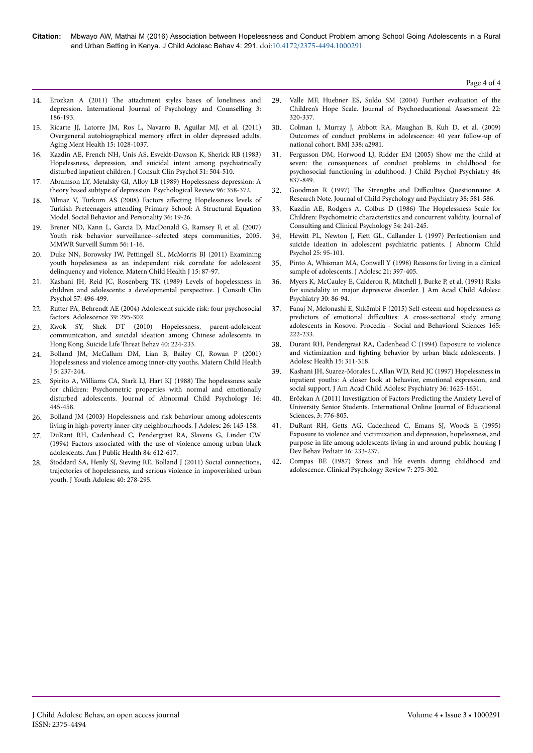14. Erozkan A (2011) The attachment styles bases of loneliness and depression. International Journal of Psychology and Counselling 3: 186-193.
15. Ricarte JJ, Latorre JM, Ros L, Navarro B, Aguilar MJ, et al. (2011) Overgeneral autobiographical memory effect in older depressed adults. Aging Ment Health 15: 1028-1037.
16. Kazdin AE, French NH, Unis AS, Esveldt-Dawson K, Sherick RB (1983) Hopelessness, depression, and suicidal intent among psychiatrically disturbed inpatient children. J Consult Clin Psychol 51: 504-510.
17. Abramson LY, Metalsky GI, Alloy LB (1989) Hopelessness depression: A theory based subtype of depression. Psychological Review 96: 358-372.
18. Yilmaz V, Turkum AS (2008) Factors affecting Hopelessness levels of Turkish Preteenagers attending Primary School: A Structural Equation Model. Social Behavior and Personality 36: 19-26.
19. Brener ND, Kann L, Garcia D, MacDonald G, Ramsey F, et al. (2007) Youth risk behavior surveillance--selected steps communities, 2005. MMWR Surveill Summ 56: 1-16.
20. Duke NN, Borowsky IW, Pettingell SL, McMorris BJ (2011) Examining youth hopelessness as an independent risk correlate for adolescent delinquency and violence. Matern Child Health J 15: 87-97.
21. Kashani JH, Reid JC, Rosenberg TK (1989) Levels of hopelessness in children and adolescents: a developmental perspective. J Consult Clin Psychol 57: 496-499.
22. Rutter PA, Behrendt AE (2004) Adolescent suicide risk: four psychosocial factors. Adolescence 39: 295-302.
23. Kwok SY, Shek DT (2010) Hopelessness, parent-adolescent communication, and suicidal ideation among Chinese adolescents in Hong Kong. Suicide Life Threat Behav 40: 224-233.
24. Bolland JM, McCallum DM, Lian B, Bailey CJ, Rowan P (2001) Hopelessness and violence among inner-city youths. Matern Child Health J 5: 237-244.
25. Spirito A, Williams CA, Stark LJ, Hart KJ (1988) The hopelessness scale for children: Psychometric properties with normal and emotionally disturbed adolescents. Journal of Abnormal Child Psychology 16: 445-458.
26. Bolland JM (2003) Hopelessness and risk behaviour among adolescents living in high-poverty inner-city neighbourhoods. J Adolesc 26: 145-158.
27. DuRant RH, Cadenhead C, Pendergrast RA, Slavens G, Linder CW (1994) Factors associated with the use of violence among urban black adolescents. Am J Public Health 84: 612-617.
28. Stoddard SA, Henly SJ, Sieving RE, Bolland J (2011) Social connections, trajectories of hopelessness, and serious violence in impoverished urban youth. J Youth Adolesc 40: 278-295.
29. Valle MF, Huebner ES, Suldo SM (2004) Further evaluation of the Children's Hope Scale. Journal of Psychoeducational Assessment 22: 320-337.
30. Colman I, Murray J, Abbott RA, Maughan B, Kuh D, et al. (2009) Outcomes of conduct problems in adolescence: 40 year follow-up of national cohort. BMJ 338: a2981.
31. Fergusson DM, Horwood LJ, Ridder EM (2005) Show me the child at seven: the consequences of conduct problems in childhood for psychosocial functioning in adulthood. J Child Psychol Psychiatry 46: 837-849.
32. Goodman R (1997) The Strengths and Difficulties Questionnaire: A Research Note. Journal of Child Psychology and Psychiatry 38: 581-586.
33. Kazdin AE, Rodgers A, Colbus D (1986) The Hopelessness Scale for Children: Psychometric characteristics and concurrent validity. Journal of Consulting and Clinical Psychology 54: 241-245.
34. Hewitt PL, Newton J, Flett GL, Callander L (1997) Perfectionism and suicide ideation in adolescent psychiatric patients. J Abnorm Child Psychol 25: 95-101.
35. Pinto A, Whisman MA, Conwell Y (1998) Reasons for living in a clinical sample of adolescents. J Adolesc 21: 397-405.
36. Myers K, McCauley E, Calderon R, Mitchell J, Burke P, et al. (1991) Risks for suicidality in major depressive disorder. J Am Acad Child Adolesc Psychiatry 30: 86-94.
37. Fanaj N, Melonashi E, Shkëmbi F (2015) Self-esteem and hopelessness as predictors of emotional difficulties: A cross-sectional study among adolescents in Kosovo. Procedia - Social and Behavioral Sciences 165: 222-233.
38. Durant RH, Pendergrast RA, Cadenhead C (1994) Exposure to violence and victimization and fighting behavior by urban black adolescents. J Adolesc Health 15: 311-318.
39. Kashani JH, Suarez-Morales L, Allan WD, Reid JC (1997) Hopelessness in inpatient youths: A closer look at behavior, emotional expression, and social support. J Am Acad Child Adolesc Psychiatry 36: 1625-1631.
40. Erözkan A (2011) Investigation of Factors Predicting the Anxiety Level of University Senior Students. International Online Journal of Educational Sciences, 3: 776-805.
41. DuRant RH, Getts AG, Cadenhead C, Emans SJ, Woods E (1995) Exposure to violence and victimization and depression, hopelessness, and purpose in life among adolescents living in and around public housing J Dev Behav Pediatr 16: 233-237.
42. Compas BE (1987) Stress and life events during childhood and adolescence. Clinical Psychology Review 7: 275-302.